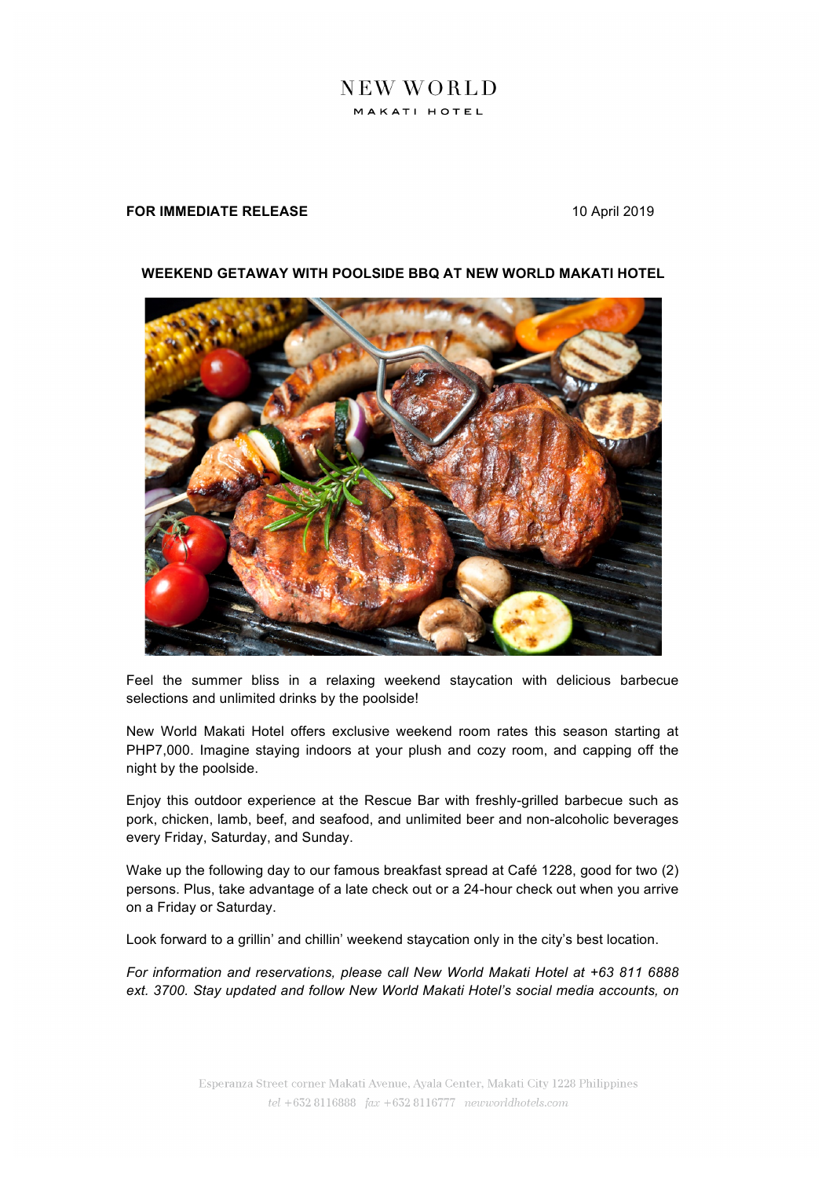NEW WORLD
MAKATI HOTEL

**FOR IMMEDIATE RELEASE** 10 April 2019

## WEEKEND GETAWAY WITH POOLSIDE BBQ AT NEW WORLD MAKATI HOTEL

Feel the summer bliss in a relaxing weekend staycation with delicious barbecue selections and unlimited drinks by the poolside!

New World Makati Hotel offers exclusive weekend room rates this season starting at PHP7,000. Imagine staying indoors at your plush and cozy room, and capping off the night by the poolside.

Enjoy this outdoor experience at the Rescue Bar with freshly-grilled barbecue such as pork, chicken, lamb, beef, and seafood, and unlimited beer and non-alcoholic beverages every Friday, Saturday, and Sunday.

Wake up the following day to our famous breakfast spread at Café 1228, good for two (2) persons. Plus, take advantage of a late check out or a 24-hour check out when you arrive on a Friday or Saturday.

Look forward to a grillin' and chillin' weekend staycation only in the city's best location.

*For information and reservations, please call New World Makati Hotel at +63 811 6888 ext. 3700. Stay updated and follow New World Makati Hotel's social media accounts, on*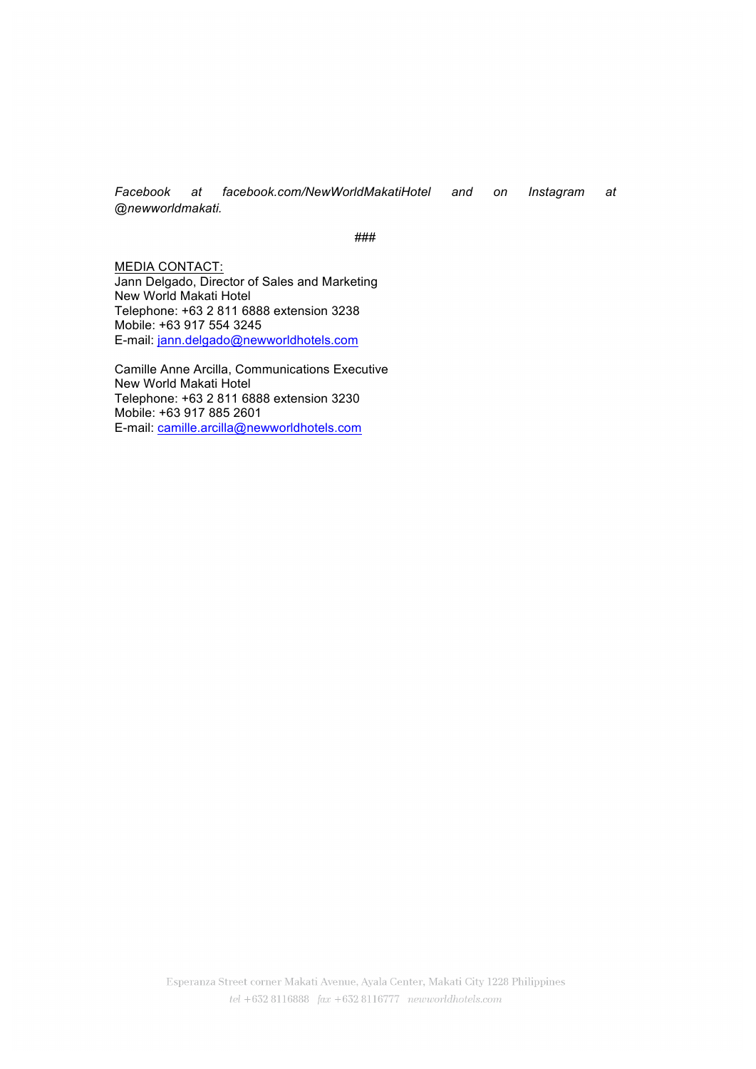*Facebook at facebook.com/NewWorldMakatiHotel and on Instagram at @newworldmakati.*

###

MEDIA CONTACT:
Jann Delgado, Director of Sales and Marketing
New World Makati Hotel
Telephone: +63 2 811 6888 extension 3238
Mobile: +63 917 554 3245
E-mail: jann.delgado@newworldhotels.com

Camille Anne Arcilla, Communications Executive
New World Makati Hotel
Telephone: +63 2 811 6888 extension 3230
Mobile: +63 917 885 2601
E-mail: camille.arcilla@newworldhotels.com